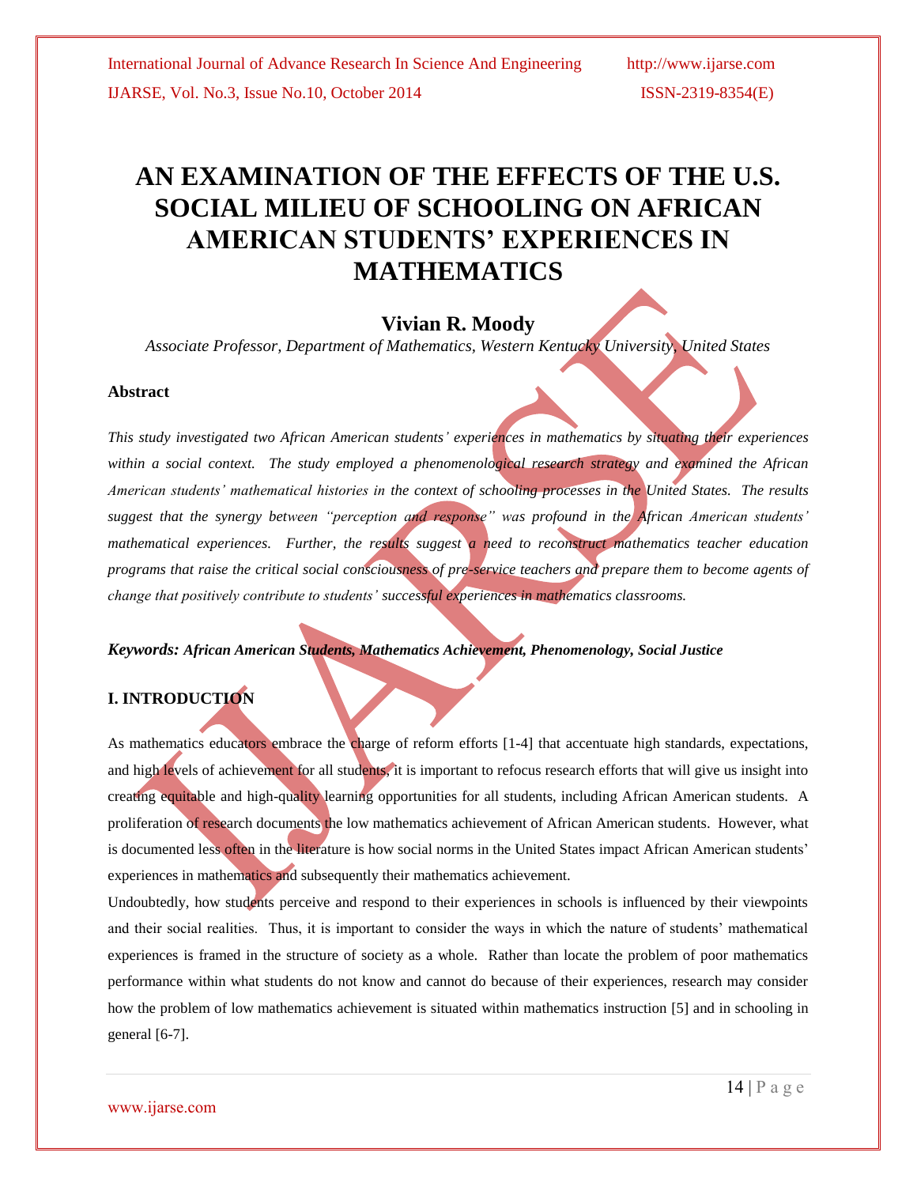# AN EXAMINATION OF THE EFFECTS OF THE U.S. SOCIAL MILIEU OF SCHOOLING ON AFRICAN AMERICAN STUDENTS' EXPERIENCES IN MATHEMATICS

## Vivian R. Moody

*Associate Professor, Department of Mathematics, Western Kentucky University, United States*

### Abstract

*This study investigated two African American students' experiences in mathematics by situating their experiences within a social context. The study employed a phenomenological research strategy and examined the African American students' mathematical histories in the context of schooling processes in the United States. The results suggest that the synergy between "perception and response" was profound in the African American students' mathematical experiences. Further, the results suggest a need to reconstruct mathematics teacher education programs that raise the critical social consciousness of pre-service teachers and prepare them to become agents of change that positively contribute to students' successful experiences in mathematics classrooms.*

***Keywords: African American Students, Mathematics Achievement, Phenomenology, Social Justice***

### I. INTRODUCTION

As mathematics educators embrace the charge of reform efforts [1-4] that accentuate high standards, expectations, and high levels of achievement for all students, it is important to refocus research efforts that will give us insight into creating equitable and high-quality learning opportunities for all students, including African American students. A proliferation of research documents the low mathematics achievement of African American students. However, what is documented less often in the literature is how social norms in the United States impact African American students' experiences in mathematics and subsequently their mathematics achievement.

Undoubtedly, how students perceive and respond to their experiences in schools is influenced by their viewpoints and their social realities. Thus, it is important to consider the ways in which the nature of students' mathematical experiences is framed in the structure of society as a whole. Rather than locate the problem of poor mathematics performance within what students do not know and cannot do because of their experiences, research may consider how the problem of low mathematics achievement is situated within mathematics instruction [5] and in schooling in general [6-7].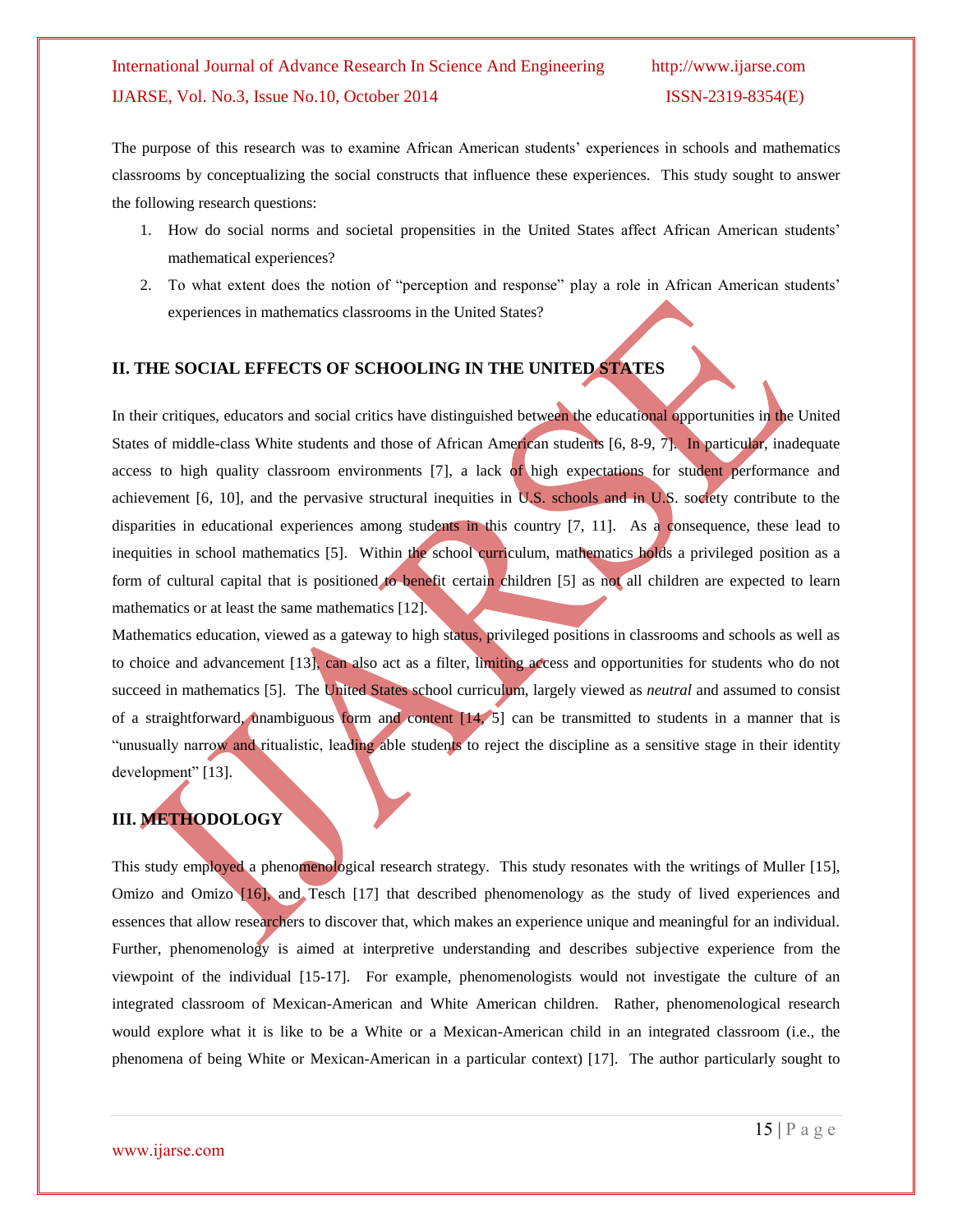The purpose of this research was to examine African American students' experiences in schools and mathematics classrooms by conceptualizing the social constructs that influence these experiences. This study sought to answer the following research questions:

1. How do social norms and societal propensities in the United States affect African American students' mathematical experiences?
2. To what extent does the notion of "perception and response" play a role in African American students' experiences in mathematics classrooms in the United States?

## II. THE SOCIAL EFFECTS OF SCHOOLING IN THE UNITED STATES

In their critiques, educators and social critics have distinguished between the educational opportunities in the United States of middle-class White students and those of African American students [6, 8-9, 7]. In particular, inadequate access to high quality classroom environments [7], a lack of high expectations for student performance and achievement [6, 10], and the pervasive structural inequities in U.S. schools and in U.S. society contribute to the disparities in educational experiences among students in this country [7, 11]. As a consequence, these lead to inequities in school mathematics [5]. Within the school curriculum, mathematics holds a privileged position as a form of cultural capital that is positioned to benefit certain children [5] as not all children are expected to learn mathematics or at least the same mathematics [12].

Mathematics education, viewed as a gateway to high status, privileged positions in classrooms and schools as well as to choice and advancement [13], can also act as a filter, limiting access and opportunities for students who do not succeed in mathematics [5]. The United States school curriculum, largely viewed as *neutral* and assumed to consist of a straightforward, unambiguous form and content [14, 5] can be transmitted to students in a manner that is "unusually narrow and ritualistic, leading able students to reject the discipline as a sensitive stage in their identity development" [13].

## III. METHODOLOGY

This study employed a phenomenological research strategy. This study resonates with the writings of Muller [15], Omizo and Omizo [16], and Tesch [17] that described phenomenology as the study of lived experiences and essences that allow researchers to discover that, which makes an experience unique and meaningful for an individual. Further, phenomenology is aimed at interpretive understanding and describes subjective experience from the viewpoint of the individual [15-17]. For example, phenomenologists would not investigate the culture of an integrated classroom of Mexican-American and White American children. Rather, phenomenological research would explore what it is like to be a White or a Mexican-American child in an integrated classroom (i.e., the phenomena of being White or Mexican-American in a particular context) [17]. The author particularly sought to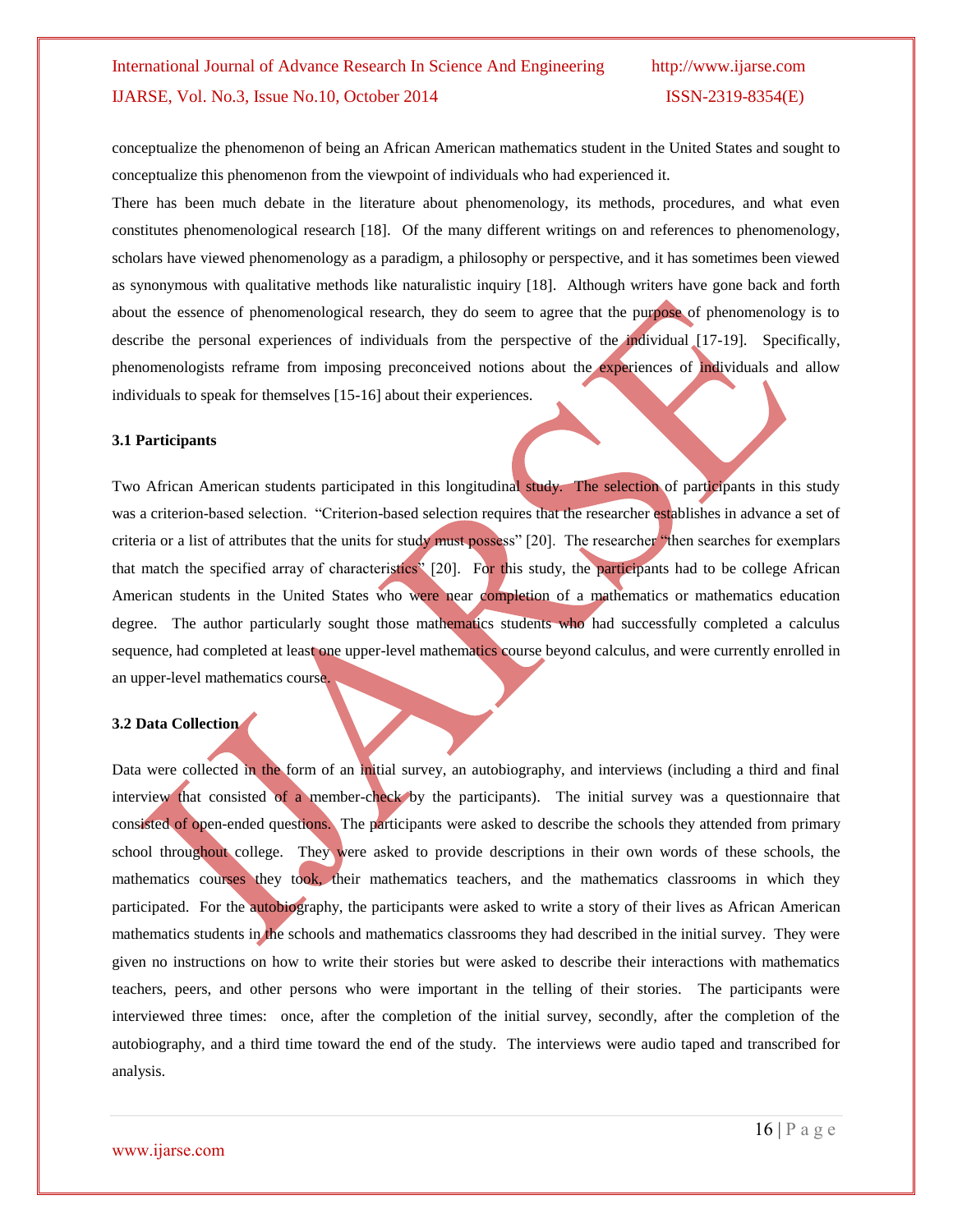conceptualize the phenomenon of being an African American mathematics student in the United States and sought to conceptualize this phenomenon from the viewpoint of individuals who had experienced it.

There has been much debate in the literature about phenomenology, its methods, procedures, and what even constitutes phenomenological research [18]. Of the many different writings on and references to phenomenology, scholars have viewed phenomenology as a paradigm, a philosophy or perspective, and it has sometimes been viewed as synonymous with qualitative methods like naturalistic inquiry [18]. Although writers have gone back and forth about the essence of phenomenological research, they do seem to agree that the purpose of phenomenology is to describe the personal experiences of individuals from the perspective of the individual [17-19]. Specifically, phenomenologists reframe from imposing preconceived notions about the experiences of individuals and allow individuals to speak for themselves [15-16] about their experiences.

### 3.1 Participants

Two African American students participated in this longitudinal study. The selection of participants in this study was a criterion-based selection. "Criterion-based selection requires that the researcher establishes in advance a set of criteria or a list of attributes that the units for study must possess" [20]. The researcher "then searches for exemplars that match the specified array of characteristics" [20]. For this study, the participants had to be college African American students in the United States who were near completion of a mathematics or mathematics education degree. The author particularly sought those mathematics students who had successfully completed a calculus sequence, had completed at least one upper-level mathematics course beyond calculus, and were currently enrolled in an upper-level mathematics course.

### 3.2 Data Collection

Data were collected in the form of an initial survey, an autobiography, and interviews (including a third and final interview that consisted of a member-check by the participants). The initial survey was a questionnaire that consisted of open-ended questions. The participants were asked to describe the schools they attended from primary school throughout college. They were asked to provide descriptions in their own words of these schools, the mathematics courses they took, their mathematics teachers, and the mathematics classrooms in which they participated. For the autobiography, the participants were asked to write a story of their lives as African American mathematics students in the schools and mathematics classrooms they had described in the initial survey. They were given no instructions on how to write their stories but were asked to describe their interactions with mathematics teachers, peers, and other persons who were important in the telling of their stories. The participants were interviewed three times: once, after the completion of the initial survey, secondly, after the completion of the autobiography, and a third time toward the end of the study. The interviews were audio taped and transcribed for analysis.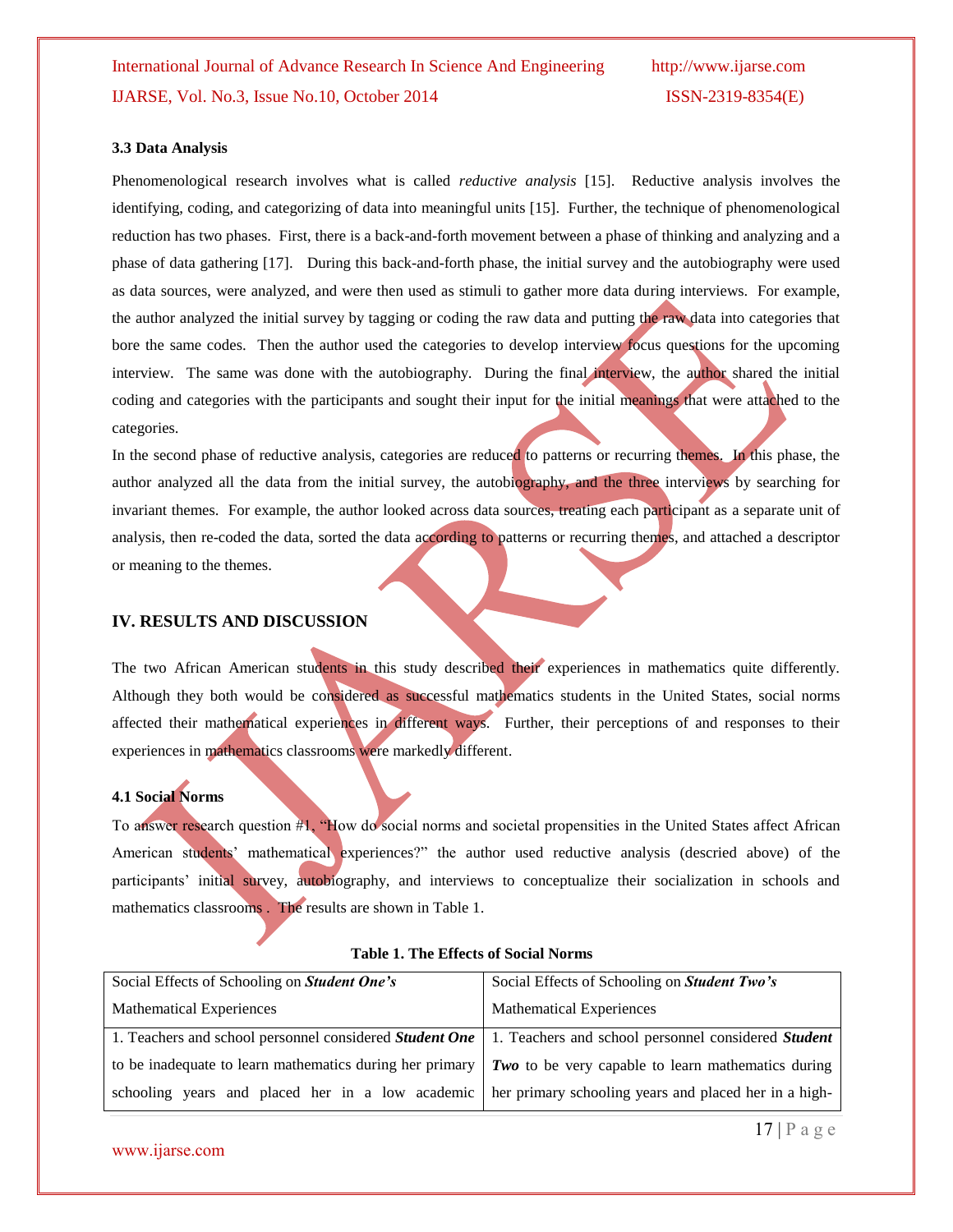### 3.3 Data Analysis

Phenomenological research involves what is called *reductive analysis* [15]. Reductive analysis involves the identifying, coding, and categorizing of data into meaningful units [15]. Further, the technique of phenomenological reduction has two phases. First, there is a back-and-forth movement between a phase of thinking and analyzing and a phase of data gathering [17]. During this back-and-forth phase, the initial survey and the autobiography were used as data sources, were analyzed, and were then used as stimuli to gather more data during interviews. For example, the author analyzed the initial survey by tagging or coding the raw data and putting the raw data into categories that bore the same codes. Then the author used the categories to develop interview focus questions for the upcoming interview. The same was done with the autobiography. During the final interview, the author shared the initial coding and categories with the participants and sought their input for the initial meanings that were attached to the categories.

In the second phase of reductive analysis, categories are reduced to patterns or recurring themes. In this phase, the author analyzed all the data from the initial survey, the autobiography, and the three interviews by searching for invariant themes. For example, the author looked across data sources, treating each participant as a separate unit of analysis, then re-coded the data, sorted the data according to patterns or recurring themes, and attached a descriptor or meaning to the themes.

## IV. RESULTS AND DISCUSSION

The two African American students in this study described their experiences in mathematics quite differently. Although they both would be considered as successful mathematics students in the United States, social norms affected their mathematical experiences in different ways. Further, their perceptions of and responses to their experiences in mathematics classrooms were markedly different.

### 4.1 Social Norms

To answer research question #1, "How do social norms and societal propensities in the United States affect African American students' mathematical experiences?" the author used reductive analysis (descried above) of the participants' initial survey, autobiography, and interviews to conceptualize their socialization in schools and mathematics classrooms . The results are shown in Table 1.

**Table 1. The Effects of Social Norms**

| Social Effects of Schooling on ***Student One's*** Mathematical Experiences | Social Effects of Schooling on ***Student Two's*** Mathematical Experiences |
|---|---|
| 1. Teachers and school personnel considered ***Student One*** to be inadequate to learn mathematics during her primary schooling years and placed her in a low academic | 1. Teachers and school personnel considered ***Student Two*** to be very capable to learn mathematics during her primary schooling years and placed her in a high- |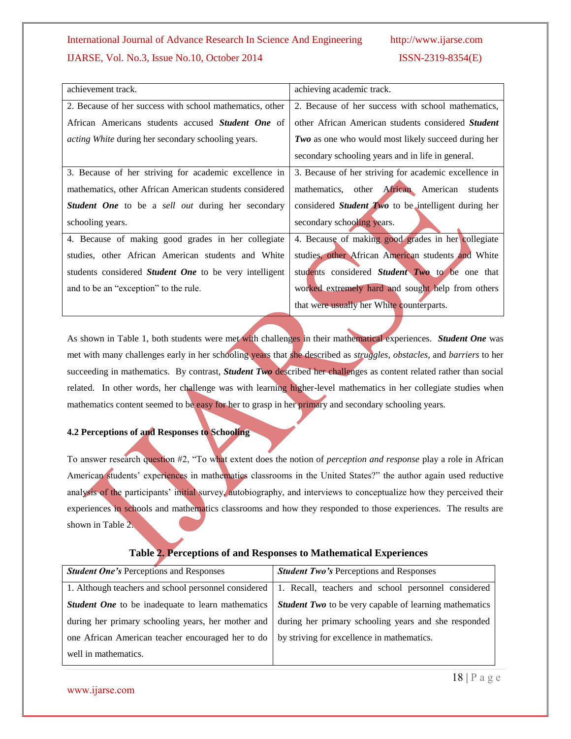| | |
|---|---|
| achievement track. | achieving academic track. |
| 2. Because of her success with school mathematics, other African Americans students accused ***Student One*** of *acting White* during her secondary schooling years. | 2. Because of her success with school mathematics, other African American students considered ***Student Two*** as one who would most likely succeed during her secondary schooling years and in life in general. |
| 3. Because of her striving for academic excellence in mathematics, other African American students considered ***Student One*** to be a *sell out* during her secondary schooling years. | 3. Because of her striving for academic excellence in mathematics, other African American students considered ***Student Two*** to be intelligent during her secondary schooling years. |
| 4. Because of making good grades in her collegiate studies, other African American students and White students considered ***Student One*** to be very intelligent and to be an "exception" to the rule. | 4. Because of making good grades in her collegiate studies, other African American students and White students considered ***Student Two*** to be one that worked extremely hard and sought help from others that were usually her White counterparts. |

As shown in Table 1, both students were met with challenges in their mathematical experiences. ***Student One*** was met with many challenges early in her schooling years that she described as *struggles*, *obstacles*, and *barriers* to her succeeding in mathematics. By contrast, ***Student Two*** described her challenges as content related rather than social related. In other words, her challenge was with learning higher-level mathematics in her collegiate studies when mathematics content seemed to be easy for her to grasp in her primary and secondary schooling years.

**4.2 Perceptions of and Responses to Schooling**

To answer research question #2, "To what extent does the notion of *perception and response* play a role in African American students' experiences in mathematics classrooms in the United States?" the author again used reductive analysis of the participants' initial survey, autobiography, and interviews to conceptualize how they perceived their experiences in schools and mathematics classrooms and how they responded to those experiences. The results are shown in Table 2.

**Table 2. Perceptions of and Responses to Mathematical Experiences**

| ***Student One's*** Perceptions and Responses | ***Student Two's*** Perceptions and Responses |
|---|---|
| 1. Although teachers and school personnel considered ***Student One*** to be inadequate to learn mathematics during her primary schooling years, her mother and one African American teacher encouraged her to do well in mathematics. | 1. Recall, teachers and school personnel considered ***Student Two*** to be very capable of learning mathematics during her primary schooling years and she responded by striving for excellence in mathematics. |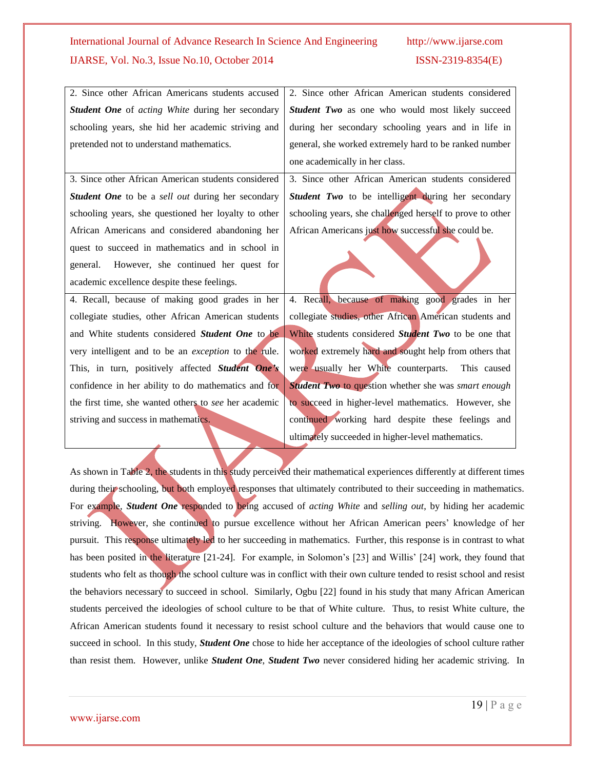| | |
|---|---|
| 2. Since other African Americans students accused ***Student One*** of *acting White* during her secondary schooling years, she hid her academic striving and pretended not to understand mathematics. | 2. Since other African American students considered ***Student Two*** as one who would most likely succeed during her secondary schooling years and in life in general, she worked extremely hard to be ranked number one academically in her class. |
| 3. Since other African American students considered ***Student One*** to be a *sell out* during her secondary schooling years, she questioned her loyalty to other African Americans and considered abandoning her quest to succeed in mathematics and in school in general. However, she continued her quest for academic excellence despite these feelings. | 3. Since other African American students considered ***Student Two*** to be intelligent during her secondary schooling years, she challenged herself to prove to other African Americans just how successful she could be. |
| 4. Recall, because of making good grades in her collegiate studies, other African American students and White students considered ***Student One*** to be very intelligent and to be an *exception* to the rule. This, in turn, positively affected ***Student One's*** confidence in her ability to do mathematics and for the first time, she wanted others to *see* her academic striving and success in mathematics. | 4. Recall, because of making good grades in her collegiate studies, other African American students and White students considered ***Student Two*** to be one that worked extremely hard and sought help from others that were usually her White counterparts. This caused ***Student Two*** to question whether she was *smart enough* to succeed in higher-level mathematics. However, she continued working hard despite these feelings and ultimately succeeded in higher-level mathematics. |

As shown in Table 2, the students in this study perceived their mathematical experiences differently at different times during their schooling, but both employed responses that ultimately contributed to their succeeding in mathematics. For example, ***Student One*** responded to being accused of *acting White* and *selling out*, by hiding her academic striving. However, she continued to pursue excellence without her African American peers' knowledge of her pursuit. This response ultimately led to her succeeding in mathematics. Further, this response is in contrast to what has been posited in the literature [21-24]. For example, in Solomon's [23] and Willis' [24] work, they found that students who felt as though the school culture was in conflict with their own culture tended to resist school and resist the behaviors necessary to succeed in school. Similarly, Ogbu [22] found in his study that many African American students perceived the ideologies of school culture to be that of White culture. Thus, to resist White culture, the African American students found it necessary to resist school culture and the behaviors that would cause one to succeed in school. In this study, ***Student One*** chose to hide her acceptance of the ideologies of school culture rather than resist them. However, unlike ***Student One***, ***Student Two*** never considered hiding her academic striving. In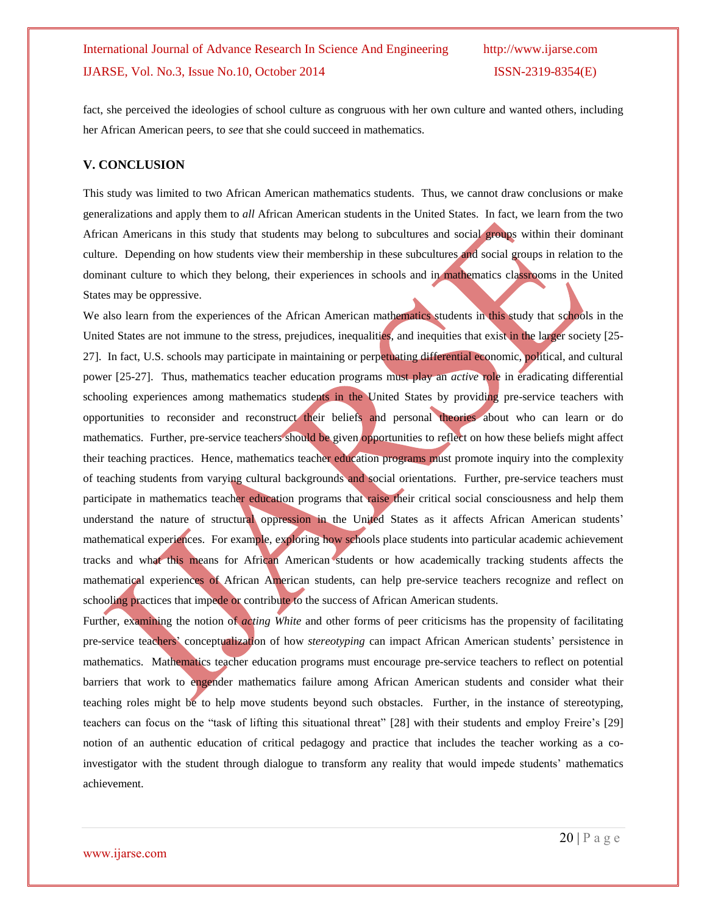fact, she perceived the ideologies of school culture as congruous with her own culture and wanted others, including her African American peers, to *see* that she could succeed in mathematics.

## V. CONCLUSION

This study was limited to two African American mathematics students. Thus, we cannot draw conclusions or make generalizations and apply them to *all* African American students in the United States. In fact, we learn from the two African Americans in this study that students may belong to subcultures and social groups within their dominant culture. Depending on how students view their membership in these subcultures and social groups in relation to the dominant culture to which they belong, their experiences in schools and in mathematics classrooms in the United States may be oppressive.

We also learn from the experiences of the African American mathematics students in this study that schools in the United States are not immune to the stress, prejudices, inequalities, and inequities that exist in the larger society [25-27]. In fact, U.S. schools may participate in maintaining or perpetuating differential economic, political, and cultural power [25-27]. Thus, mathematics teacher education programs must play an *active* role in eradicating differential schooling experiences among mathematics students in the United States by providing pre-service teachers with opportunities to reconsider and reconstruct their beliefs and personal theories about who can learn or do mathematics. Further, pre-service teachers should be given opportunities to reflect on how these beliefs might affect their teaching practices. Hence, mathematics teacher education programs must promote inquiry into the complexity of teaching students from varying cultural backgrounds and social orientations. Further, pre-service teachers must participate in mathematics teacher education programs that raise their critical social consciousness and help them understand the nature of structural oppression in the United States as it affects African American students' mathematical experiences. For example, exploring how schools place students into particular academic achievement tracks and what this means for African American students or how academically tracking students affects the mathematical experiences of African American students, can help pre-service teachers recognize and reflect on schooling practices that impede or contribute to the success of African American students.

Further, examining the notion of *acting White* and other forms of peer criticisms has the propensity of facilitating pre-service teachers' conceptualization of how *stereotyping* can impact African American students' persistence in mathematics. Mathematics teacher education programs must encourage pre-service teachers to reflect on potential barriers that work to engender mathematics failure among African American students and consider what their teaching roles might be to help move students beyond such obstacles. Further, in the instance of stereotyping, teachers can focus on the "task of lifting this situational threat" [28] with their students and employ Freire's [29] notion of an authentic education of critical pedagogy and practice that includes the teacher working as a co-investigator with the student through dialogue to transform any reality that would impede students' mathematics achievement.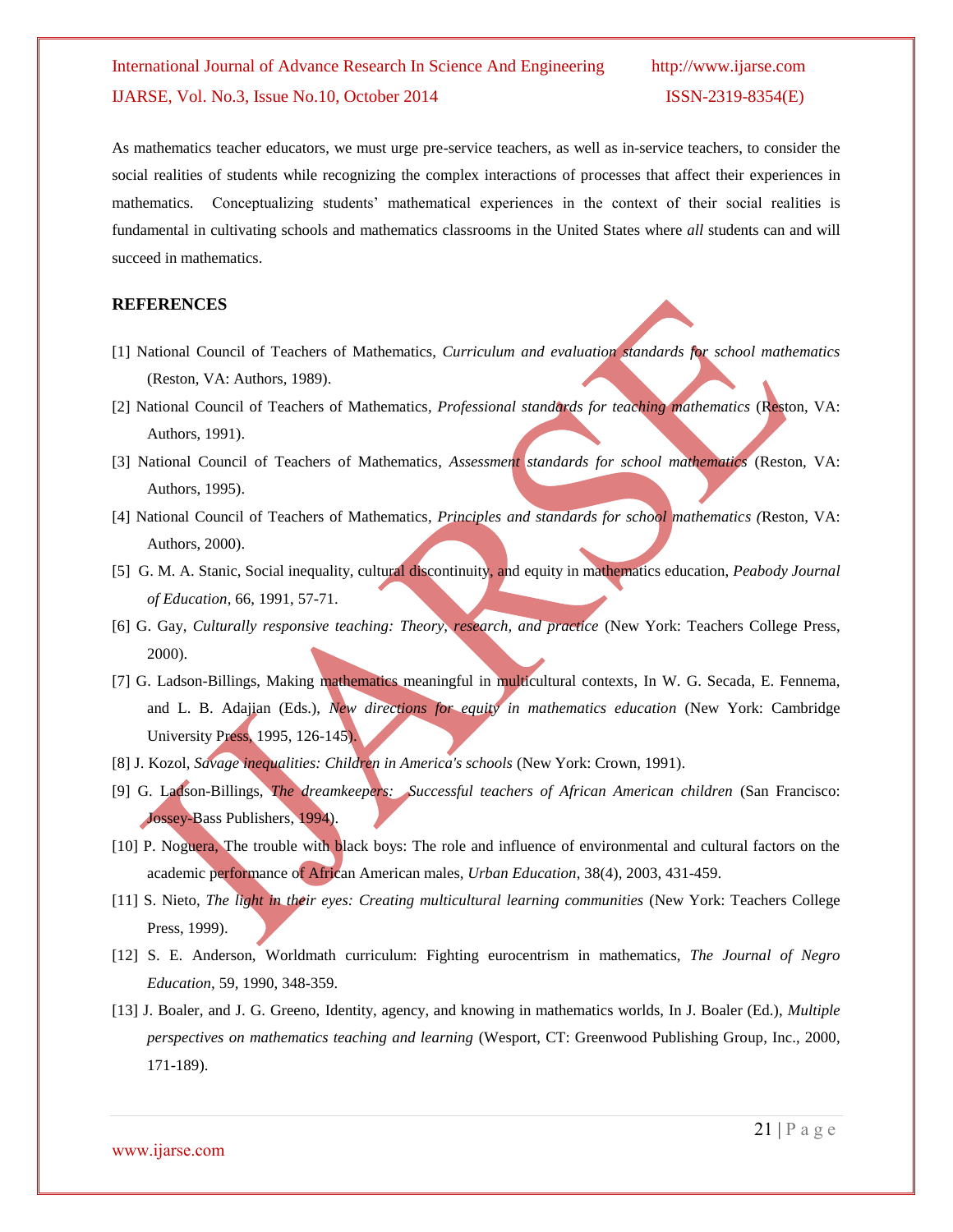As mathematics teacher educators, we must urge pre-service teachers, as well as in-service teachers, to consider the social realities of students while recognizing the complex interactions of processes that affect their experiences in mathematics. Conceptualizing students' mathematical experiences in the context of their social realities is fundamental in cultivating schools and mathematics classrooms in the United States where *all* students can and will succeed in mathematics.

## REFERENCES

[1] National Council of Teachers of Mathematics, *Curriculum and evaluation standards for school mathematics* (Reston, VA: Authors, 1989).

[2] National Council of Teachers of Mathematics, *Professional standards for teaching mathematics* (Reston, VA: Authors, 1991).

[3] National Council of Teachers of Mathematics, *Assessment standards for school mathematics* (Reston, VA: Authors, 1995).

[4] National Council of Teachers of Mathematics, *Principles and standards for school mathematics (*Reston, VA: Authors, 2000).

[5] G. M. A. Stanic, Social inequality, cultural discontinuity, and equity in mathematics education, *Peabody Journal of Education,* 66, 1991, 57-71.

[6] G. Gay, *Culturally responsive teaching: Theory, research, and practice* (New York: Teachers College Press, 2000).

[7] G. Ladson-Billings, Making mathematics meaningful in multicultural contexts, In W. G. Secada, E. Fennema, and L. B. Adajian (Eds.), *New directions for equity in mathematics education* (New York: Cambridge University Press, 1995, 126-145).

[8] J. Kozol, *Savage inequalities: Children in America's schools* (New York: Crown, 1991).

[9] G. Ladson-Billings, *The dreamkeepers: Successful teachers of African American children* (San Francisco: Jossey-Bass Publishers, 1994).

[10] P. Noguera, The trouble with black boys: The role and influence of environmental and cultural factors on the academic performance of African American males, *Urban Education*, 38(4), 2003, 431-459.

[11] S. Nieto, *The light in their eyes: Creating multicultural learning communities* (New York: Teachers College Press, 1999).

[12] S. E. Anderson, Worldmath curriculum: Fighting eurocentrism in mathematics, *The Journal of Negro Education,* 59, 1990, 348-359.

[13] J. Boaler, and J. G. Greeno, Identity, agency, and knowing in mathematics worlds, In J. Boaler (Ed.), *Multiple perspectives on mathematics teaching and learning* (Wesport, CT: Greenwood Publishing Group, Inc., 2000, 171-189).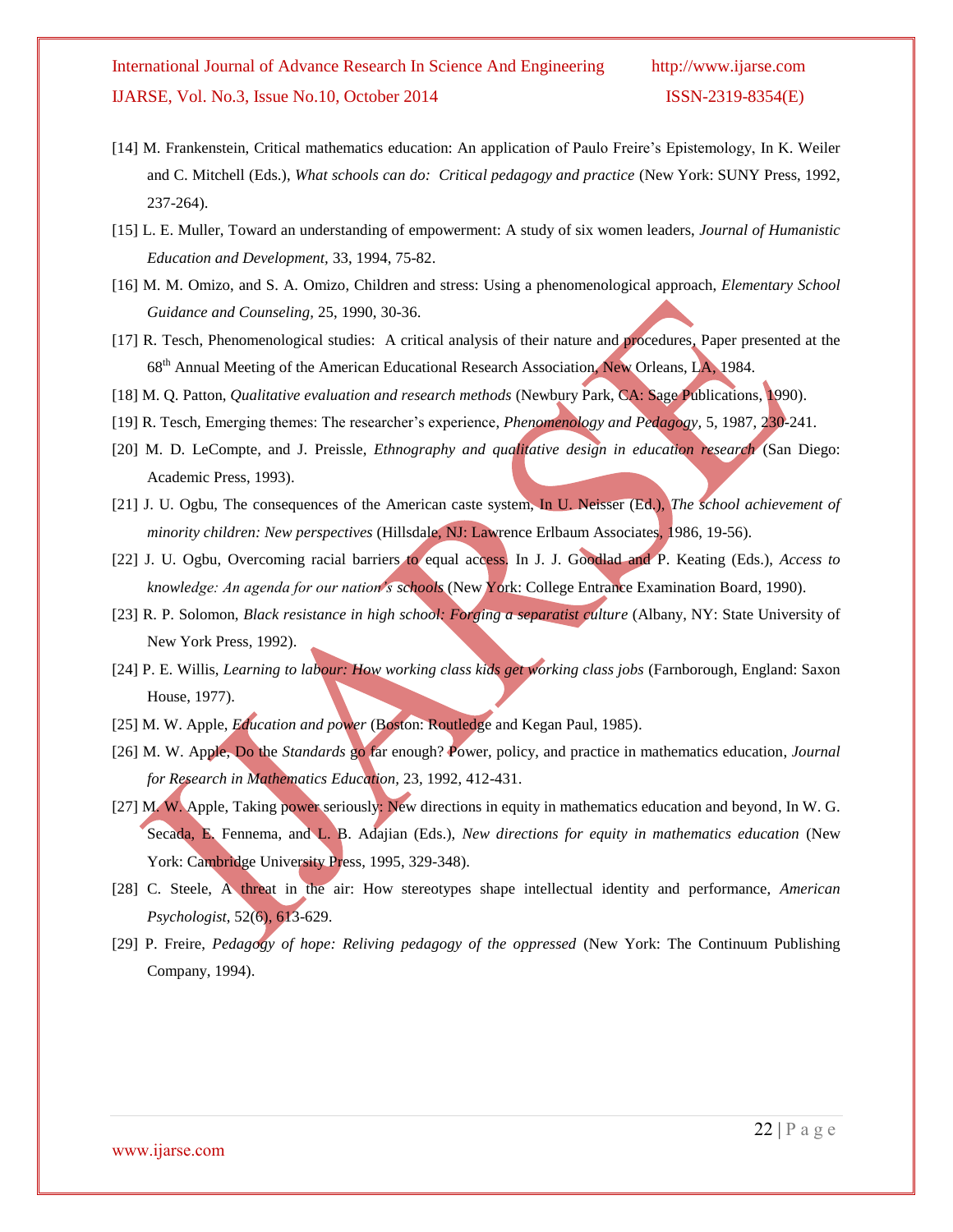[14] M. Frankenstein, Critical mathematics education: An application of Paulo Freire's Epistemology, In K. Weiler and C. Mitchell (Eds.), *What schools can do: Critical pedagogy and practice* (New York: SUNY Press, 1992, 237-264).

[15] L. E. Muller, Toward an understanding of empowerment: A study of six women leaders, *Journal of Humanistic Education and Development,* 33, 1994, 75-82.

[16] M. M. Omizo, and S. A. Omizo, Children and stress: Using a phenomenological approach, *Elementary School Guidance and Counseling,* 25, 1990, 30-36.

[17] R. Tesch, Phenomenological studies: A critical analysis of their nature and procedures, Paper presented at the 68th Annual Meeting of the American Educational Research Association, New Orleans, LA, 1984.

[18] M. Q. Patton, *Qualitative evaluation and research methods* (Newbury Park, CA: Sage Publications, 1990).

[19] R. Tesch, Emerging themes: The researcher's experience, *Phenomenology and Pedagogy,* 5, 1987, 230-241.

[20] M. D. LeCompte, and J. Preissle, *Ethnography and qualitative design in education research* (San Diego: Academic Press, 1993).

[21] J. U. Ogbu, The consequences of the American caste system, In U. Neisser (Ed.), *The school achievement of minority children: New perspectives* (Hillsdale, NJ: Lawrence Erlbaum Associates, 1986, 19-56).

[22] J. U. Ogbu, Overcoming racial barriers to equal access. In J. J. Goodlad and P. Keating (Eds.), *Access to knowledge: An agenda for our nation's schools* (New York: College Entrance Examination Board, 1990).

[23] R. P. Solomon, *Black resistance in high school: Forging a separatist culture* (Albany, NY: State University of New York Press, 1992).

[24] P. E. Willis, *Learning to labour: How working class kids get working class jobs* (Farnborough, England: Saxon House, 1977).

[25] M. W. Apple, *Education and power* (Boston: Routledge and Kegan Paul, 1985).

[26] M. W. Apple, Do the *Standards* go far enough? Power, policy, and practice in mathematics education, *Journal for Research in Mathematics Education,* 23, 1992, 412-431.

[27] M. W. Apple, Taking power seriously: New directions in equity in mathematics education and beyond, In W. G. Secada, E. Fennema, and L. B. Adajian (Eds.), *New directions for equity in mathematics education* (New York: Cambridge University Press, 1995, 329-348).

[28] C. Steele, A threat in the air: How stereotypes shape intellectual identity and performance, *American Psychologist,* 52(6), 613-629.

[29] P. Freire, *Pedagogy of hope: Reliving pedagogy of the oppressed* (New York: The Continuum Publishing Company, 1994).